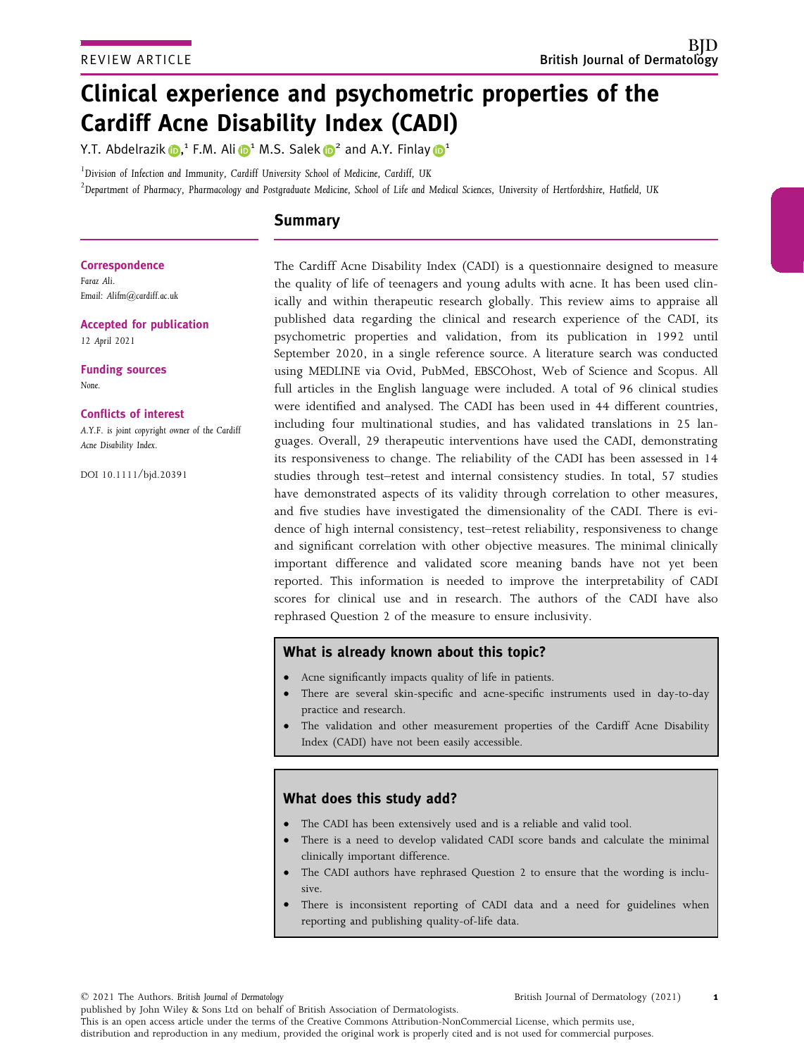REVIEW ARTICLE

# Clinical experience and psychometric properties of the Cardiff Acne Disability Index (CADI)

Y.T. Abdelrazik,[1] F.M. Ali[1] M.S. Salek[2] and A.Y. Finlay[1]

[1]Division of Infection and Immunity, Cardiff University School of Medicine, Cardiff, UK

[2]Department of Pharmacy, Pharmacology and Postgraduate Medicine, School of Life and Medical Sciences, University of Hertfordshire, Hatfield, UK

**Correspondence**
Faraz Ali.
Email: Alifm@cardiff.ac.uk

**Accepted for publication**
12 April 2021

**Funding sources**
None.

**Conflicts of interest**
A.Y.F. is joint copyright owner of the Cardiff Acne Disability Index.

DOI 10.1111/bjd.20391

## Summary

The Cardiff Acne Disability Index (CADI) is a questionnaire designed to measure the quality of life of teenagers and young adults with acne. It has been used clinically and within therapeutic research globally. This review aims to appraise all published data regarding the clinical and research experience of the CADI, its psychometric properties and validation, from its publication in 1992 until September 2020, in a single reference source. A literature search was conducted using MEDLINE via Ovid, PubMed, EBSCOhost, Web of Science and Scopus. All full articles in the English language were included. A total of 96 clinical studies were identified and analysed. The CADI has been used in 44 different countries, including four multinational studies, and has validated translations in 25 languages. Overall, 29 therapeutic interventions have used the CADI, demonstrating its responsiveness to change. The reliability of the CADI has been assessed in 14 studies through test–retest and internal consistency studies. In total, 57 studies have demonstrated aspects of its validity through correlation to other measures, and five studies have investigated the dimensionality of the CADI. There is evidence of high internal consistency, test–retest reliability, responsiveness to change and significant correlation with other objective measures. The minimal clinically important difference and validated score meaning bands have not yet been reported. This information is needed to improve the interpretability of CADI scores for clinical use and in research. The authors of the CADI have also rephrased Question 2 of the measure to ensure inclusivity.

### What is already known about this topic?

- Acne significantly impacts quality of life in patients.
- There are several skin-specific and acne-specific instruments used in day-to-day practice and research.
- The validation and other measurement properties of the Cardiff Acne Disability Index (CADI) have not been easily accessible.

### What does this study add?

- The CADI has been extensively used and is a reliable and valid tool.
- There is a need to develop validated CADI score bands and calculate the minimal clinically important difference.
- The CADI authors have rephrased Question 2 to ensure that the wording is inclusive.
- There is inconsistent reporting of CADI data and a need for guidelines when reporting and publishing quality-of-life data.

© 2021 The Authors. British Journal of Dermatology published by John Wiley & Sons Ltd on behalf of British Association of Dermatologists.
This is an open access article under the terms of the Creative Commons Attribution-NonCommercial License, which permits use, distribution and reproduction in any medium, provided the original work is properly cited and is not used for commercial purposes.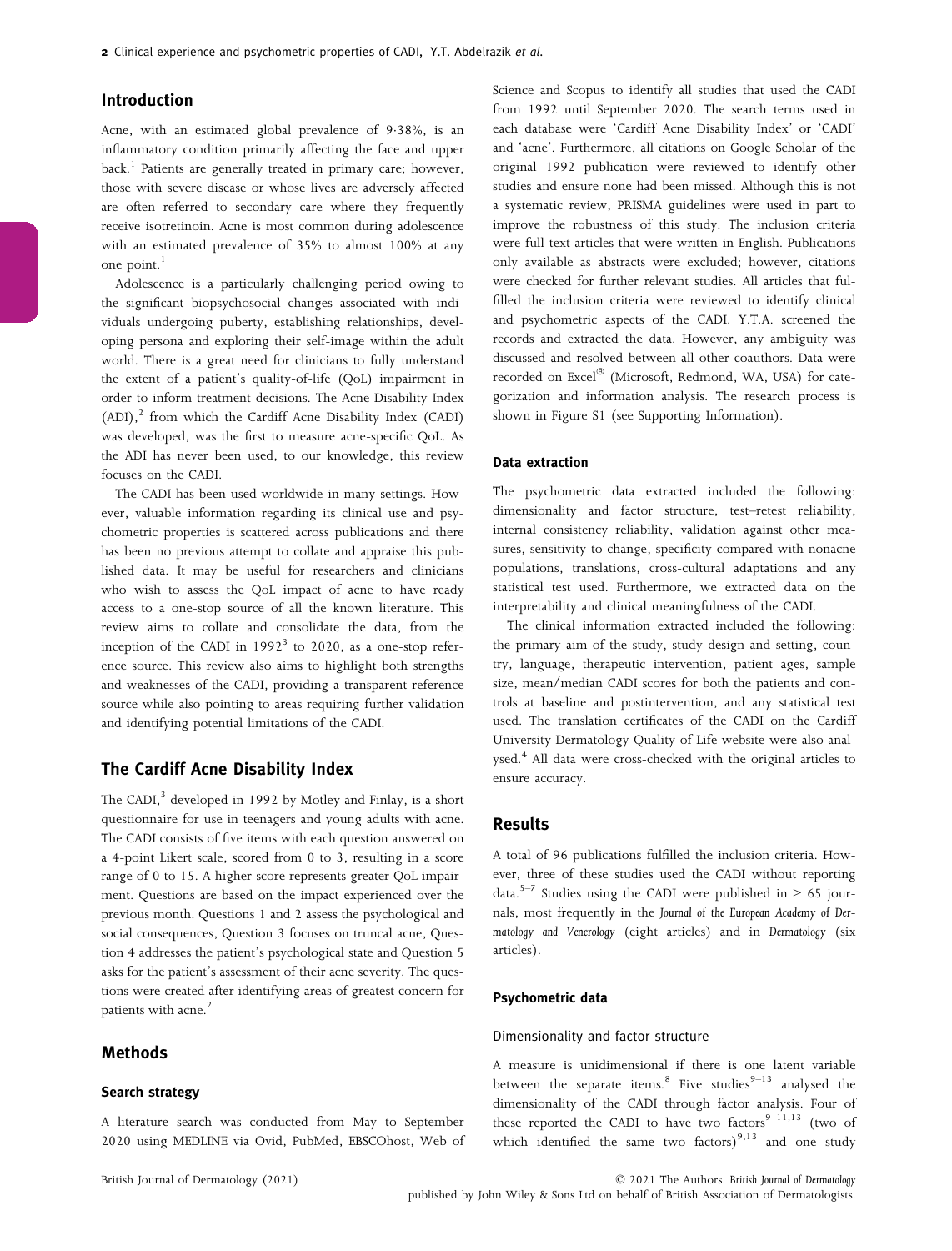## Introduction

Acne, with an estimated global prevalence of 9·38%, is an inflammatory condition primarily affecting the face and upper back.[1] Patients are generally treated in primary care; however, those with severe disease or whose lives are adversely affected are often referred to secondary care where they frequently receive isotretinoin. Acne is most common during adolescence with an estimated prevalence of 35% to almost 100% at any one point.[1]

Adolescence is a particularly challenging period owing to the significant biopsychosocial changes associated with individuals undergoing puberty, establishing relationships, developing persona and exploring their self-image within the adult world. There is a great need for clinicians to fully understand the extent of a patient's quality-of-life (QoL) impairment in order to inform treatment decisions. The Acne Disability Index (ADI),[2] from which the Cardiff Acne Disability Index (CADI) was developed, was the first to measure acne-specific QoL. As the ADI has never been used, to our knowledge, this review focuses on the CADI.

The CADI has been used worldwide in many settings. However, valuable information regarding its clinical use and psychometric properties is scattered across publications and there has been no previous attempt to collate and appraise this published data. It may be useful for researchers and clinicians who wish to assess the QoL impact of acne to have ready access to a one-stop source of all the known literature. This review aims to collate and consolidate the data, from the inception of the CADI in 1992[3] to 2020, as a one-stop reference source. This review also aims to highlight both strengths and weaknesses of the CADI, providing a transparent reference source while also pointing to areas requiring further validation and identifying potential limitations of the CADI.

## The Cardiff Acne Disability Index

The CADI,[3] developed in 1992 by Motley and Finlay, is a short questionnaire for use in teenagers and young adults with acne. The CADI consists of five items with each question answered on a 4-point Likert scale, scored from 0 to 3, resulting in a score range of 0 to 15. A higher score represents greater QoL impairment. Questions are based on the impact experienced over the previous month. Questions 1 and 2 assess the psychological and social consequences, Question 3 focuses on truncal acne, Question 4 addresses the patient's psychological state and Question 5 asks for the patient's assessment of their acne severity. The questions were created after identifying areas of greatest concern for patients with acne.[2]

## Methods

### Search strategy

A literature search was conducted from May to September 2020 using MEDLINE via Ovid, PubMed, EBSCOhost, Web of Science and Scopus to identify all studies that used the CADI from 1992 until September 2020. The search terms used in each database were 'Cardiff Acne Disability Index' or 'CADI' and 'acne'. Furthermore, all citations on Google Scholar of the original 1992 publication were reviewed to identify other studies and ensure none had been missed. Although this is not a systematic review, PRISMA guidelines were used in part to improve the robustness of this study. The inclusion criteria were full-text articles that were written in English. Publications only available as abstracts were excluded; however, citations were checked for further relevant studies. All articles that fulfilled the inclusion criteria were reviewed to identify clinical and psychometric aspects of the CADI. Y.T.A. screened the records and extracted the data. However, any ambiguity was discussed and resolved between all other coauthors. Data were recorded on Excel® (Microsoft, Redmond, WA, USA) for categorization and information analysis. The research process is shown in Figure S1 (see Supporting Information).

### Data extraction

The psychometric data extracted included the following: dimensionality and factor structure, test–retest reliability, internal consistency reliability, validation against other measures, sensitivity to change, specificity compared with nonacne populations, translations, cross-cultural adaptations and any statistical test used. Furthermore, we extracted data on the interpretability and clinical meaningfulness of the CADI.

The clinical information extracted included the following: the primary aim of the study, study design and setting, country, language, therapeutic intervention, patient ages, sample size, mean/median CADI scores for both the patients and controls at baseline and postintervention, and any statistical test used. The translation certificates of the CADI on the Cardiff University Dermatology Quality of Life website were also analysed.[4] All data were cross-checked with the original articles to ensure accuracy.

## Results

A total of 96 publications fulfilled the inclusion criteria. However, three of these studies used the CADI without reporting data.[5–7] Studies using the CADI were published in > 65 journals, most frequently in the *Journal of the European Academy of Dermatology and Venerology* (eight articles) and in *Dermatology* (six articles).

### Psychometric data

#### Dimensionality and factor structure

A measure is unidimensional if there is one latent variable between the separate items.[8] Five studies[9–13] analysed the dimensionality of the CADI through factor analysis. Four of these reported the CADI to have two factors[9–11,13] (two of which identified the same two factors)[9,13] and one study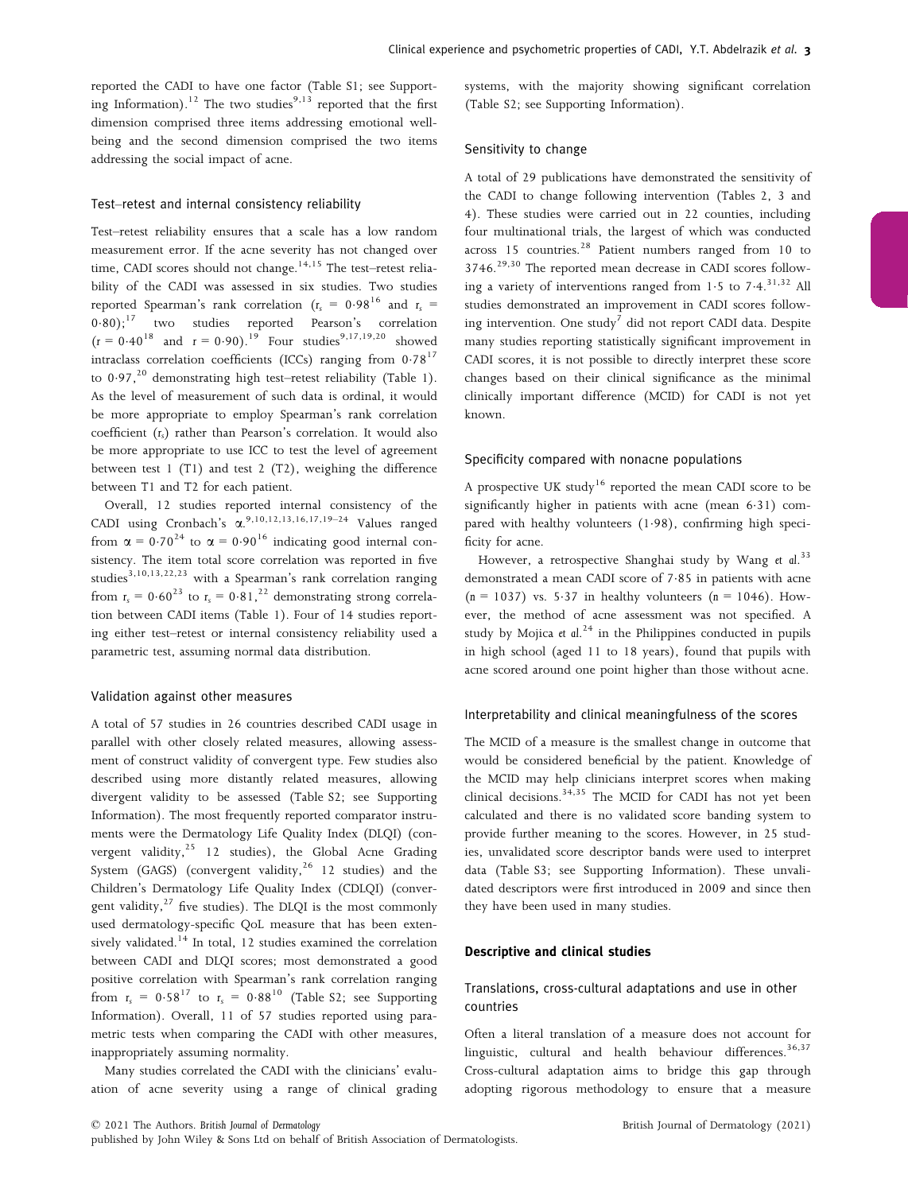reported the CADI to have one factor (Table S1; see Supporting Information).[12] The two studies[9,13] reported that the first dimension comprised three items addressing emotional wellbeing and the second dimension comprised the two items addressing the social impact of acne.

### Test–retest and internal consistency reliability

Test–retest reliability ensures that a scale has a low random measurement error. If the acne severity has not changed over time, CADI scores should not change.[14,15] The test–retest reliability of the CADI was assessed in six studies. Two studies reported Spearman's rank correlation ($r_s$ = 0·98[16] and $r_s$ = 0·80);[17] two studies reported Pearson's correlation ($r$ = 0·40[18] and $r$ = 0·90).[19] Four studies[9,17,19,20] showed intraclass correlation coefficients (ICCs) ranging from 0·78[17] to 0·97,[20] demonstrating high test–retest reliability (Table 1). As the level of measurement of such data is ordinal, it would be more appropriate to employ Spearman's rank correlation coefficient ($r_s$) rather than Pearson's correlation. It would also be more appropriate to use ICC to test the level of agreement between test 1 (T1) and test 2 (T2), weighing the difference between T1 and T2 for each patient.

Overall, 12 studies reported internal consistency of the CADI using Cronbach's $\alpha$.[9,10,12,13,16,17,19–24] Values ranged from $\alpha$ = 0·70[24] to $\alpha$ = 0·90[16] indicating good internal consistency. The item total score correlation was reported in five studies[3,10,13,22,23] with a Spearman's rank correlation ranging from $r_s$ = 0·60[23] to $r_s$ = 0·81,[22] demonstrating strong correlation between CADI items (Table 1). Four of 14 studies reporting either test–retest or internal consistency reliability used a parametric test, assuming normal data distribution.

### Validation against other measures

A total of 57 studies in 26 countries described CADI usage in parallel with other closely related measures, allowing assessment of construct validity of convergent type. Few studies also described using more distantly related measures, allowing divergent validity to be assessed (Table S2; see Supporting Information). The most frequently reported comparator instruments were the Dermatology Life Quality Index (DLQI) (convergent validity,[25] 12 studies), the Global Acne Grading System (GAGS) (convergent validity,[26] 12 studies) and the Children's Dermatology Life Quality Index (CDLQI) (convergent validity,[27] five studies). The DLQI is the most commonly used dermatology-specific QoL measure that has been extensively validated.[14] In total, 12 studies examined the correlation between CADI and DLQI scores; most demonstrated a good positive correlation with Spearman's rank correlation ranging from $r_s$ = 0·58[17] to $r_s$ = 0·88[10] (Table S2; see Supporting Information). Overall, 11 of 57 studies reported using parametric tests when comparing the CADI with other measures, inappropriately assuming normality.

Many studies correlated the CADI with the clinicians' evaluation of acne severity using a range of clinical grading systems, with the majority showing significant correlation (Table S2; see Supporting Information).

### Sensitivity to change

A total of 29 publications have demonstrated the sensitivity of the CADI to change following intervention (Tables 2, 3 and 4). These studies were carried out in 22 counties, including four multinational trials, the largest of which was conducted across 15 countries.[28] Patient numbers ranged from 10 to 3746.[29,30] The reported mean decrease in CADI scores following a variety of interventions ranged from 1·5 to 7·4.[31,32] All studies demonstrated an improvement in CADI scores following intervention. One study[7] did not report CADI data. Despite many studies reporting statistically significant improvement in CADI scores, it is not possible to directly interpret these score changes based on their clinical significance as the minimal clinically important difference (MCID) for CADI is not yet known.

### Specificity compared with nonacne populations

A prospective UK study[16] reported the mean CADI score to be significantly higher in patients with acne (mean 6·31) compared with healthy volunteers (1·98), confirming high specificity for acne.

However, a retrospective Shanghai study by Wang *et al.*[33] demonstrated a mean CADI score of 7·85 in patients with acne ($n$ = 1037) vs. 5·37 in healthy volunteers ($n$ = 1046). However, the method of acne assessment was not specified. A study by Mojica *et al.*[24] in the Philippines conducted in pupils in high school (aged 11 to 18 years), found that pupils with acne scored around one point higher than those without acne.

### Interpretability and clinical meaningfulness of the scores

The MCID of a measure is the smallest change in outcome that would be considered beneficial by the patient. Knowledge of the MCID may help clinicians interpret scores when making clinical decisions.[34,35] The MCID for CADI has not yet been calculated and there is no validated score banding system to provide further meaning to the scores. However, in 25 studies, unvalidated score descriptor bands were used to interpret data (Table S3; see Supporting Information). These unvalidated descriptors were first introduced in 2009 and since then they have been used in many studies.

## Descriptive and clinical studies

### Translations, cross-cultural adaptations and use in other countries

Often a literal translation of a measure does not account for linguistic, cultural and health behaviour differences.[36,37] Cross-cultural adaptation aims to bridge this gap through adopting rigorous methodology to ensure that a measure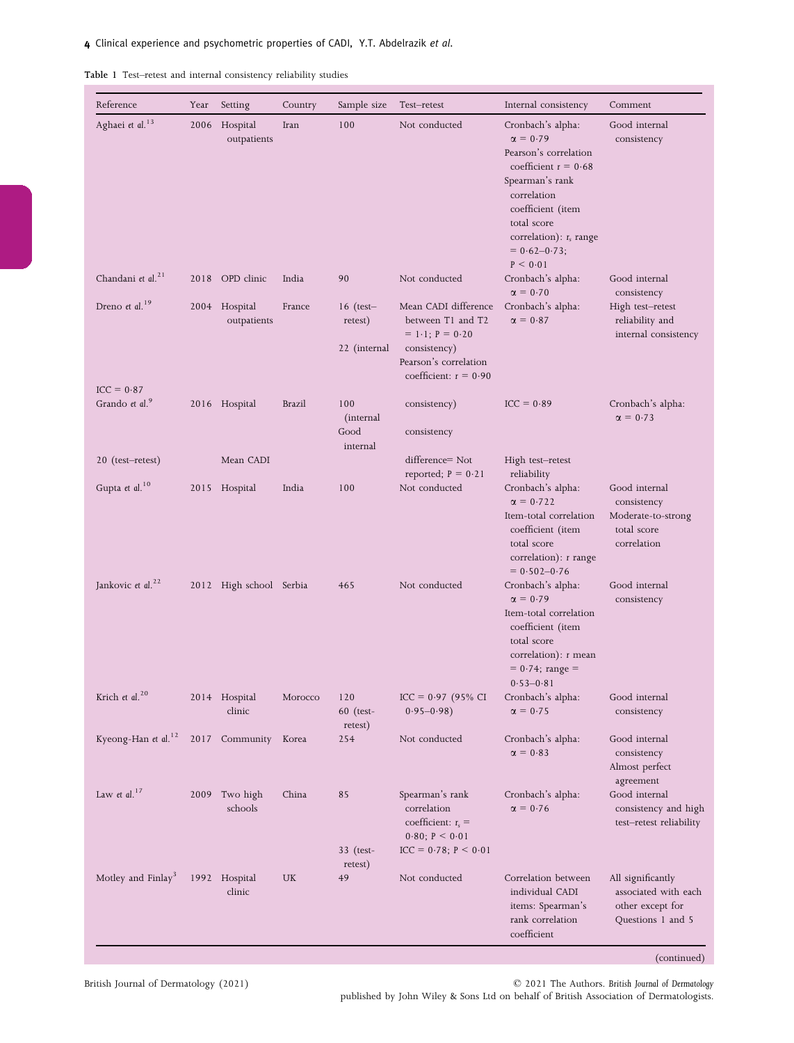Table 1 Test–retest and internal consistency reliability studies

| Reference | Year | Setting | Country | Sample size | Test–retest | Internal consistency | Comment |
|---|---|---|---|---|---|---|---|
| Aghaei *et al.*[13] | 2006 | Hospital outpatients | Iran | 100 | Not conducted | Cronbach's alpha: α = 0·79<br>Pearson's correlation coefficient r = 0·68<br>Spearman's rank correlation coefficient (item total score correlation): $r_s$ range = 0·62–0·73; P < 0·01 | Good internal consistency |
| Chandani *et al.*[21] | 2018 | OPD clinic | India | 90 | Not conducted | Cronbach's alpha: α = 0·70 | Good internal consistency |
| Dreno *et al.*[19] | 2004 | Hospital outpatients | France | 16 (test–retest)<br>22 (internal | Mean CADI difference between T1 and T2 = 1·1; P = 0·20<br>consistency)<br>Pearson's correlation coefficient: r = 0·90 | Cronbach's alpha: α = 0·87 | High test–retest reliability and internal consistency |
| ICC = 0·87 | | | | | | | |
| Grando *et al.*[9] | 2016 | Hospital | Brazil | 100 (internal<br>Good internal | consistency)<br>consistency | ICC = 0·89 | Cronbach's alpha: α = 0·73 |
| 20 (test–retest) | | Mean CADI | | | difference= Not reported; P = 0·21 | High test–retest reliability | |
| Gupta *et al.*[10] | 2015 | Hospital | India | 100 | Not conducted | Cronbach's alpha: α = 0·722<br>Item-total correlation coefficient (item total score correlation): r range = 0·502–0·76 | Good internal consistency<br>Moderate-to-strong total score correlation |
| Jankovic *et al.*[22] | 2012 | High school | Serbia | 465 | Not conducted | Cronbach's alpha: α = 0·79<br>Item-total correlation coefficient (item total score correlation): r mean = 0·74; range = 0·53–0·81 | Good internal consistency |
| Krich *et al.*[20] | 2014 | Hospital clinic | Morocco | 120<br>60 (test-retest) | ICC = 0·97 (95% CI 0·95–0·98) | Cronbach's alpha: α = 0·75 | Good internal consistency |
| Kyeong-Han *et al.*[12] | 2017 | Community | Korea | 254 | Not conducted | Cronbach's alpha: α = 0·83 | Good internal consistency<br>Almost perfect agreement |
| Law *et al.*[17] | 2009 | Two high schools | China | 85<br>33 (test-retest) | Spearman's rank correlation coefficient: $r_s$ = 0·80; P < 0·01<br>ICC = 0·78; P < 0·01 | Cronbach's alpha: α = 0·76 | Good internal consistency and high test–retest reliability |
| Motley and Finlay[3] | 1992 | Hospital clinic | UK | 49 | Not conducted | Correlation between individual CADI items: Spearman's rank correlation coefficient | All significantly associated with each other except for Questions 1 and 5 |

(continued)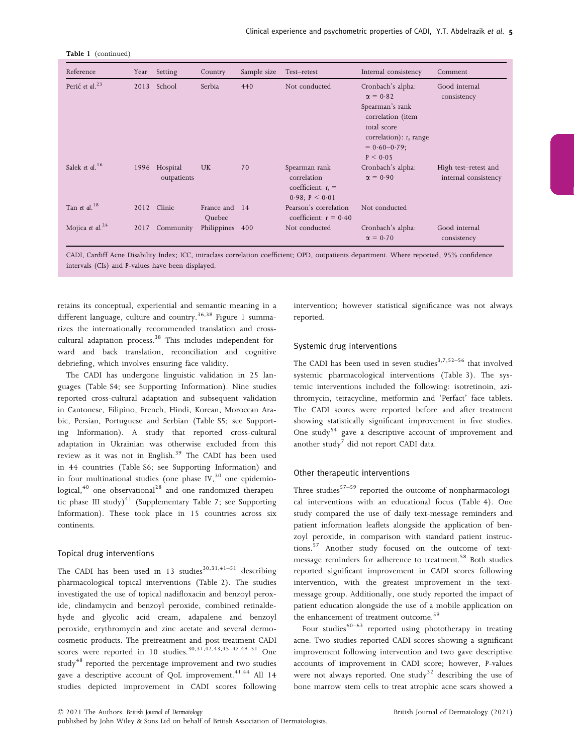Table 1 (continued)

| Reference | Year | Setting | Country | Sample size | Test–retest | Internal consistency | Comment |
|---|---|---|---|---|---|---|---|
| Perić et al.[23] | 2013 | School | Serbia | 440 | Not conducted | Cronbach's alpha: $\alpha = 0{\cdot}82$ Spearman's rank correlation (item total score correlation): $r_s$ range $= 0{\cdot}60$–$0{\cdot}79$; $P < 0{\cdot}05$ | Good internal consistency |
| Salek et al.[16] | 1996 | Hospital outpatients | UK | 70 | Spearman rank correlation coefficient: $r_s = 0{\cdot}98$; $P < 0{\cdot}01$ | Cronbach's alpha: $\alpha = 0{\cdot}90$ | High test–retest and internal consistency |
| Tan et al.[18] | 2012 | Clinic | France and Quebec | 14 | Pearson's correlation coefficient: $r = 0{\cdot}40$ | Not conducted | |
| Mojica et al.[24] | 2017 | Community | Philippines | 400 | Not conducted | Cronbach's alpha: $\alpha = 0{\cdot}70$ | Good internal consistency |

CADI, Cardiff Acne Disability Index; ICC, intraclass correlation coefficient; OPD, outpatients department. Where reported, 95% confidence intervals (CIs) and P-values have been displayed.

retains its conceptual, experiential and semantic meaning in a different language, culture and country.[36,38] Figure 1 summarizes the internationally recommended translation and cross-cultural adaptation process.[38] This includes independent forward and back translation, reconciliation and cognitive debriefing, which involves ensuring face validity.

The CADI has undergone linguistic validation in 25 languages (Table S4; see Supporting Information). Nine studies reported cross-cultural adaptation and subsequent validation in Cantonese, Filipino, French, Hindi, Korean, Moroccan Arabic, Persian, Portuguese and Serbian (Table S5; see Supporting Information). A study that reported cross-cultural adaptation in Ukrainian was otherwise excluded from this review as it was not in English.[39] The CADI has been used in 44 countries (Table S6; see Supporting Information) and in four multinational studies (one phase IV,[30] one epidemiological,[40] one observational[28] and one randomized therapeutic phase III study)[41] (Supplementary Table 7; see Supporting Information). These took place in 15 countries across six continents.

## Topical drug interventions

The CADI has been used in 13 studies[30,31,41–51] describing pharmacological topical interventions (Table 2). The studies investigated the use of topical nadifloxacin and benzoyl peroxide, clindamycin and benzoyl peroxide, combined retinaldehyde and glycolic acid cream, adapalene and benzoyl peroxide, erythromycin and zinc acetate and several dermocosmetic products. The pretreatment and post-treatment CADI scores were reported in 10 studies.[30,31,42,43,45–47,49–51] One study[48] reported the percentage improvement and two studies gave a descriptive account of QoL improvement.[41,44] All 14 studies depicted improvement in CADI scores following intervention; however statistical significance was not always reported.

## Systemic drug interventions

The CADI has been used in seven studies[3,7,52–56] that involved systemic pharmacological interventions (Table 3). The systemic interventions included the following: isotretinoin, azithromycin, tetracycline, metformin and 'Perfact' face tablets. The CADI scores were reported before and after treatment showing statistically significant improvement in five studies. One study[54] gave a descriptive account of improvement and another study[7] did not report CADI data.

## Other therapeutic interventions

Three studies[57–59] reported the outcome of nonpharmacological interventions with an educational focus (Table 4). One study compared the use of daily text-message reminders and patient information leaflets alongside the application of benzoyl peroxide, in comparison with standard patient instructions.[57] Another study focused on the outcome of text-message reminders for adherence to treatment.[58] Both studies reported significant improvement in CADI scores following intervention, with the greatest improvement in the text-message group. Additionally, one study reported the impact of patient education alongside the use of a mobile application on the enhancement of treatment outcome.[59]

Four studies[60–63] reported using phototherapy in treating acne. Two studies reported CADI scores showing a significant improvement following intervention and two gave descriptive accounts of improvement in CADI score; however, P-values were not always reported. One study[32] describing the use of bone marrow stem cells to treat atrophic acne scars showed a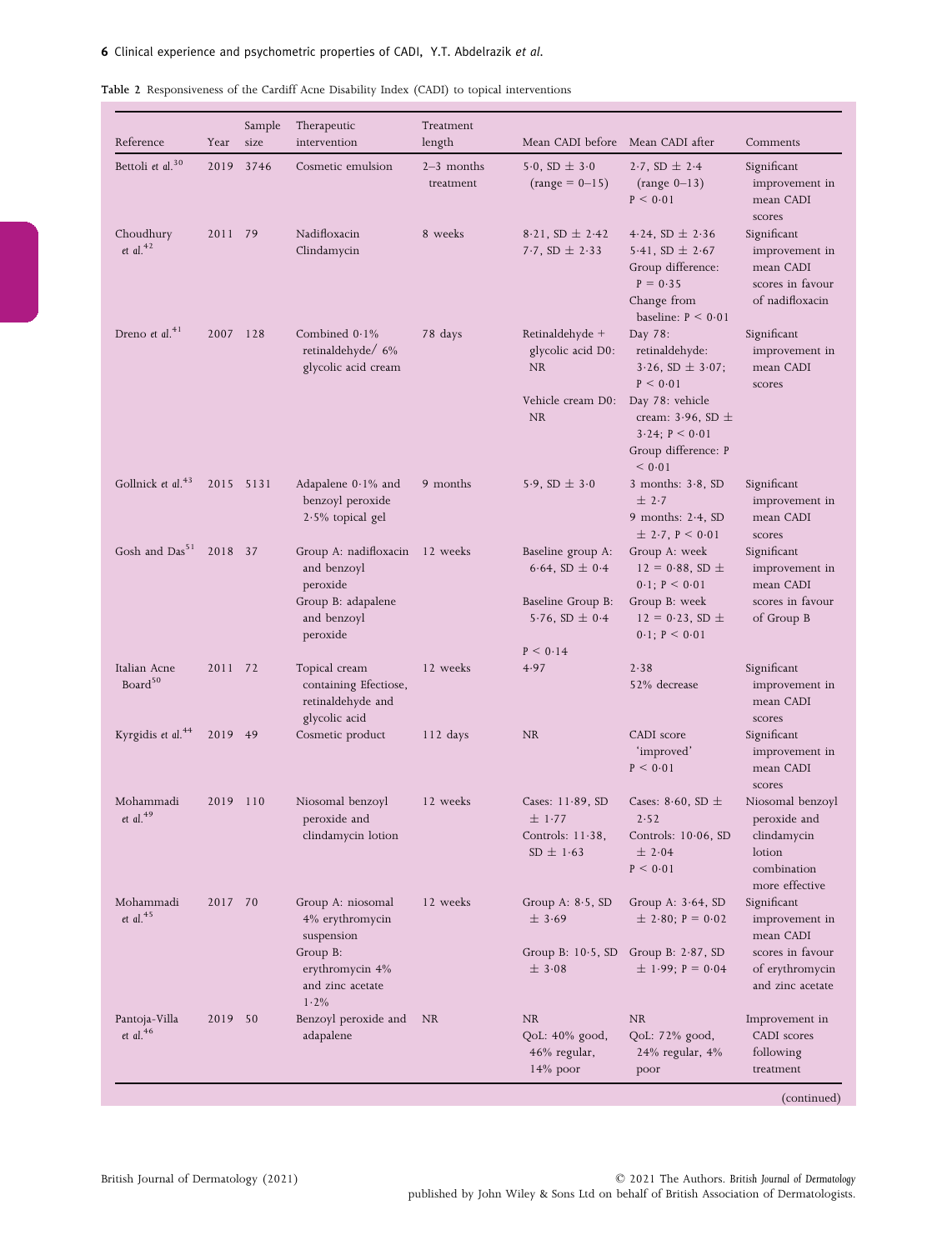**Table 2** Responsiveness of the Cardiff Acne Disability Index (CADI) to topical interventions

| Reference | Year | Sample size | Therapeutic intervention | Treatment length | Mean CADI before | Mean CADI after | Comments |
|---|---|---|---|---|---|---|---|
| Bettoli *et al.*[30] | 2019 | 3746 | Cosmetic emulsion | 2–3 months treatment | 5·0, SD ± 3·0 (range = 0–15) | 2·7, SD ± 2·4 (range 0–13) $P < 0·01$ | Significant improvement in mean CADI scores |
| Choudhury *et al.*[42] | 2011 | 79 | Nadifloxacin Clindamycin | 8 weeks | 8·21, SD ± 2·42 7·7, SD ± 2·33 | 4·24, SD ± 2·36 5·41, SD ± 2·67 Group difference: $P = 0·35$ Change from baseline: $P < 0·01$ | Significant improvement in mean CADI scores in favour of nadifloxacin |
| Dreno *et al.*[41] | 2007 | 128 | Combined 0·1% retinaldehyde/ 6% glycolic acid cream | 78 days | Retinaldehyde + glycolic acid D0: NR<br>Vehicle cream D0: NR | Day 78: retinaldehyde: 3·26, SD ± 3·07; $P < 0·01$<br>Day 78: vehicle cream: 3·96, SD ± 3·24; $P < 0·01$ Group difference: $P < 0·01$ | Significant improvement in mean CADI scores |
| Gollnick *et al.*[43] | 2015 | 5131 | Adapalene 0·1% and benzoyl peroxide 2·5% topical gel | 9 months | 5·9, SD ± 3·0 | 3 months: 3·8, SD ± 2·7 9 months: 2·4, SD ± 2·7, $P < 0·01$ | Significant improvement in mean CADI scores |
| Gosh and Das[51] | 2018 | 37 | Group A: nadifloxacin and benzoyl peroxide<br>Group B: adapalene and benzoyl peroxide | 12 weeks | Baseline group A: 6·64, SD ± 0·4<br>Baseline Group B: 5·76, SD ± 0·4<br>$P < 0·14$ | Group A: week 12 = 0·88, SD ± 0·1; $P < 0·01$<br>Group B: week 12 = 0·23, SD ± 0·1; $P < 0·01$ | Significant improvement in mean CADI scores in favour of Group B |
| Italian Acne Board[50] | 2011 | 72 | Topical cream containing Efectiose, retinaldehyde and glycolic acid | 12 weeks | 4·97 | 2·38 52% decrease | Significant improvement in mean CADI scores |
| Kyrgidis *et al.*[44] | 2019 | 49 | Cosmetic product | 112 days | NR | CADI score 'improved' $P < 0·01$ | Significant improvement in mean CADI scores |
| Mohammadi *et al.*[49] | 2019 | 110 | Niosomal benzoyl peroxide and clindamycin lotion | 12 weeks | Cases: 11·89, SD ± 1·77 Controls: 11·38, SD ± 1·63 | Cases: 8·60, SD ± 2·52 Controls: 10·06, SD ± 2·04 $P < 0·01$ | Niosomal benzoyl peroxide and clindamycin lotion combination more effective |
| Mohammadi *et al.*[45] | 2017 | 70 | Group A: niosomal 4% erythromycin suspension<br>Group B: erythromycin 4% and zinc acetate 1·2% | 12 weeks | Group A: 8·5, SD ± 3·69<br>Group B: 10·5, SD ± 3·08 | Group A: 3·64, SD ± 2·80; $P = 0·02$<br>Group B: 2·87, SD ± 1·99; $P = 0·04$ | Significant improvement in mean CADI scores in favour of erythromycin and zinc acetate |
| Pantoja-Villa *et al.*[46] | 2019 | 50 | Benzoyl peroxide and adapalene | NR | NR QoL: 40% good, 46% regular, 14% poor | NR QoL: 72% good, 24% regular, 4% poor | Improvement in CADI scores following treatment |

(continued)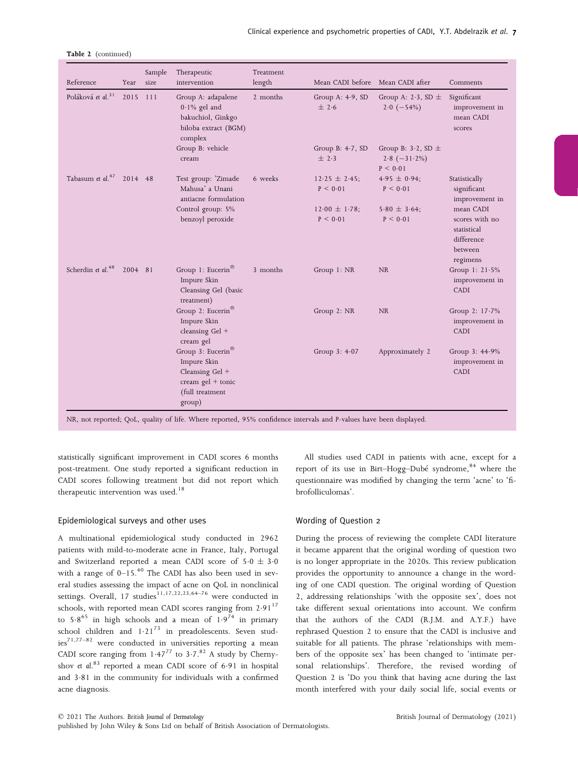Table 2 (continued)

| Reference | Year | Sample size | Therapeutic intervention | Treatment length | Mean CADI before | Mean CADI after | Comments |
|---|---|---|---|---|---|---|---|
| Poláková et al.[31] | 2015 | 111 | Group A: adapalene 0·1% gel and bakuchiol, Ginkgo biloba extract (BGM) complex | 2 months | Group A: 4·9, SD ± 2·6 | Group A: 2·3, SD ± 2·0 (−54%) | Significant improvement in mean CADI scores |
| | | | Group B: vehicle cream | | Group B: 4·7, SD ± 2·3 | Group B: 3·2, SD ± 2·8 (−31·2%) $P < 0·01$ | |
| Tabasum et al.[47] | 2014 | 48 | Test group: 'Zimade Mahusa' a Unani antiacne formulation | 6 weeks | 12·25 ± 2·45; $P < 0·01$ | 4·95 ± 0·94; $P < 0·01$ | Statistically significant improvement in mean CADI scores with no statistical difference between regimens |
| | | | Control group: 5% benzoyl peroxide | | 12·00 ± 1·78; $P < 0·01$ | 5·80 ± 3·64; $P < 0·01$ | |
| Scherdin et al.[48] | 2004 | 81 | Group 1: Eucerin® Impure Skin Cleansing Gel (basic treatment) | 3 months | Group 1: NR | NR | Group 1: 21·5% improvement in CADI |
| | | | Group 2: Eucerin® Impure Skin cleansing Gel + cream gel | | Group 2: NR | NR | Group 2: 17·7% improvement in CADI |
| | | | Group 3: Eucerin® Impure Skin Cleansing Gel + cream gel + tonic (full treatment group) | | Group 3: 4·07 | Approximately 2 | Group 3: 44·9% improvement in CADI |

NR, not reported; QoL, quality of life. Where reported, 95% confidence intervals and P-values have been displayed.

statistically significant improvement in CADI scores 6 months post-treatment. One study reported a significant reduction in CADI scores following treatment but did not report which therapeutic intervention was used.[18]

### Epidemiological surveys and other uses

A multinational epidemiological study conducted in 2962 patients with mild-to-moderate acne in France, Italy, Portugal and Switzerland reported a mean CADI score of 5·0 ± 3·0 with a range of 0–15.[40] The CADI has also been used in several studies assessing the impact of acne on QoL in nonclinical settings. Overall, 17 studies[11,17,22,23,64–76] were conducted in schools, with reported mean CADI scores ranging from 2·91[17] to 5·8[65] in high schools and a mean of 1·9[74] in primary school children and 1·21[73] in preadolescents. Seven studies[71,77–82] were conducted in universities reporting a mean CADI score ranging from 1·47[77] to 3·7.[82] A study by Chernyshov et al.[83] reported a mean CADI score of 6·91 in hospital and 3·81 in the community for individuals with a confirmed acne diagnosis.

All studies used CADI in patients with acne, except for a report of its use in Birt–Hogg–Dubé syndrome,[84] where the questionnaire was modified by changing the term 'acne' to 'fibrofolliculomas'.

### Wording of Question 2

During the process of reviewing the complete CADI literature it became apparent that the original wording of question two is no longer appropriate in the 2020s. This review publication provides the opportunity to announce a change in the wording of one CADI question. The original wording of Question 2, addressing relationships 'with the opposite sex', does not take different sexual orientations into account. We confirm that the authors of the CADI (R.J.M. and A.Y.F.) have rephrased Question 2 to ensure that the CADI is inclusive and suitable for all patients. The phrase 'relationships with members of the opposite sex' has been changed to 'intimate personal relationships'. Therefore, the revised wording of Question 2 is 'Do you think that having acne during the last month interfered with your daily social life, social events or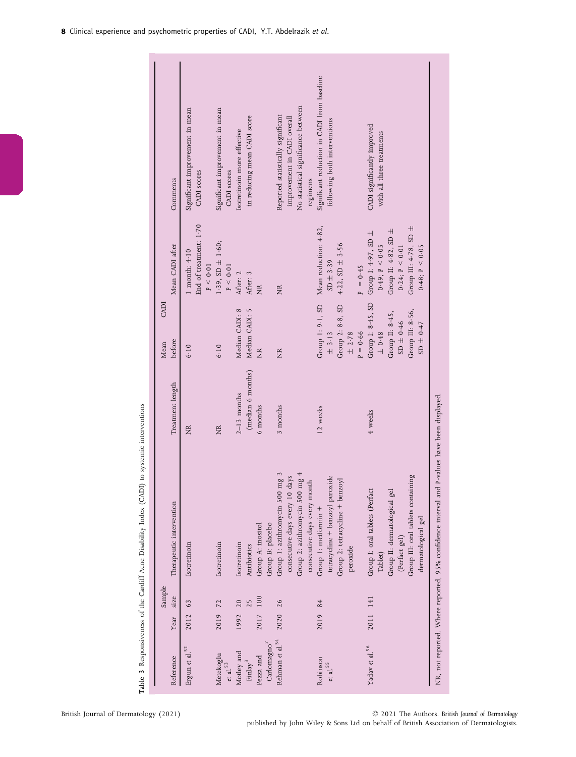**Table 3** Responsiveness of the Cardiff Acne Disability Index (CADI) to systemic interventions

| Reference | Year | Sample size | Therapeutic intervention | Treatment length | Mean CADI before | Mean CADI after | Comments |
|---|---|---|---|---|---|---|---|
| Ergun et al.[52] | 2012 | 63 | Isotretinoin | NR | 6·10 | 1 month: 4·10<br>End of treatment: 1·70<br>$P < 0·01$ | Significant improvement in mean CADI scores |
| Metekoglu et al.[53] | 2019 | 72 | Isotretinoin | NR | 6·10 | 1·39, SD ± 1·60; $P < 0·01$ | Significant improvement in mean CADI scores |
| Motley and Finlay[3] | 1992 | 20<br>25 | Isotretinoin<br>Antibiotics | 2–13 months (median 6 months) | Median CADI: 8<br>Median CADI: 5 | After: 2<br>After: 3 | Isotretinoin more effective in reducing mean CADI score |
| Pezza and Carlomagno[7] | 2017 | 100 | Group A: inositol<br>Group B: placebo | 6 months | NR | NR | |
| Rehman et al.[54] | 2020 | 26 | Group 1: azithromycin 500 mg 3 consecutive days every 10 days<br>Group 2: azithromycin 500 mg 4 consecutive days every month | 3 months | NR | NR | Reported statistically significant improvement in CADI overall<br>No statistical significance between regimens |
| Robinson et al.[55] | 2019 | 84 | Group 1: metformin + tetracycline + benzoyl peroxide<br>Group 2: tetracycline + benzoyl peroxide | 12 weeks | Group 1: 9·1, SD ± 3·13<br>Group 2: 8·8, SD ± 2·78<br>$P = 0·66$ | Mean reduction: 4·82, SD ± 3·39<br>4·22, SD ± 3·56<br><br>$P = 0·45$ | Significant reduction in CADI from baseline following both interventions |
| Yadav et al.[56] | 2011 | 141 | Group I: oral tablets (Perfact Tablet)<br>Group II: dermatological gel (Perfact gel)<br>Group III: oral tablets containing dermatological gel | 4 weeks | Group I: 8·45, SD ± 0·48<br>Group II: 8·45, SD ± 0·46<br>Group III: 8·56, SD ± 0·47 | Group I: 4·97, SD ± 0·49; $P < 0·05$<br>Group II: 4·82, SD ± 0·24; $P < 0·01$<br>Group III: 4·78, SD ± 0·48; $P < 0·05$ | CADI significantly improved with all three treatments |

NR, not reported. Where reported, 95% confidence interval and P-values have been displayed.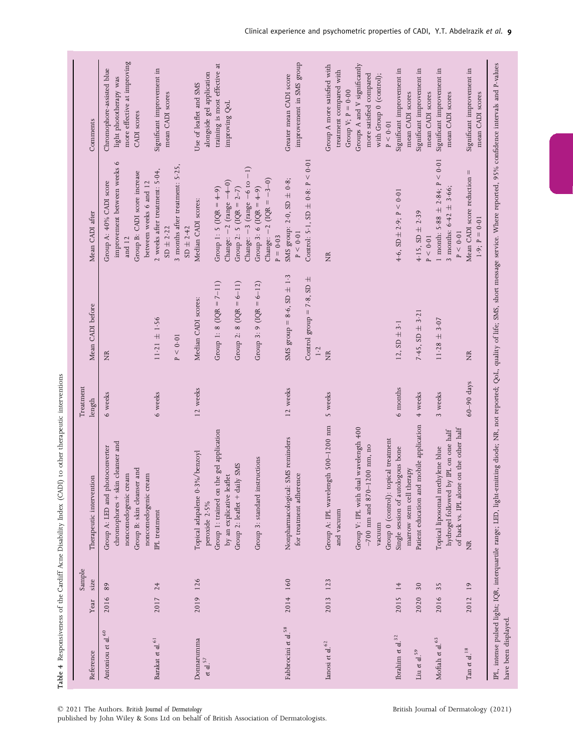**Table 4** Responsiveness of the Cardiff Acne Disability Index (CADI) to other therapeutic interventions

| Reference | Year | Sample size | Therapeutic intervention | Treatment length | Mean CADI before | Mean CADI after | Comments |
|---|---|---|---|---|---|---|---|
| Antoniou et al.[60] | 2016 | 89 | Group A: LED and photoconverter chromophores + skin cleanser and noncomedogenic cream<br>Group B: skin cleanser and noncomedogenic cream | 6 weeks | NR | Group A: 40% CADI score improvement between weeks 6 and 12<br>Group B: CADI score increase between weeks 6 and 12 | Chromophore-assisted blue light phototherapy was more effective at improving CADI scores |
| Barakat et al.[61] | 2017 | 24 | IPL treatment | 6 weeks | 11·21 ± 1·56<br>P < 0·01 | 2 weeks after treatment: 5·04, SD ± 2·22<br>3 months after treatment: 5·25, SD ± 2·42 | Significant improvement in mean CADI scores |
| Donnarumma et al.[57] | 2019 | 126 | Topical adapalene 0·3%/benzoyl peroxide 2·5%<br>Group 1: trained on the gel application by an explicative leaflet<br>Group 2: leaflet + daily SMS<br>Group 3: standard instructions | 12 weeks | Median CADI scores:<br>Group 1: 8 (IQR = 7–11)<br>Group 2: 8 (IQR = 6–11)<br>Group 3: 9 (IQR = 6–12) | Median CADI scores:<br>Group 1: 5 (IQR = 4–9)<br>Change: −2 (range −4–0)<br>Group 2: 5 (IQR = 2–7)<br>Change: −3 (range −6 to −1)<br>Group 3: 6 (IQR = 4–9)<br>Change: −2 (IQR = −3–0)<br>P = 0·03 | Use of leaflet and SMS alongside gel application training is most effective at improving QoL |
| Fabbrocini et al.[58] | 2014 | 160 | Nonpharmacological: SMS reminders for treatment adherence | 12 weeks | SMS group = 8·6, SD ± 1·3<br>Control group = 7·8, SD ± 1·2 | SMS group: 2·0, SD ± 0·8; P < 0·01<br>Control: 5·1, SD ± 0·8; P < 0·01 | Greater mean CADI score improvement in SMS group |
| Ianosi et al.[62] | 2013 | 123 | Group A: IPL wavelength 500–1200 nm and vacuum<br>Group V: IPL with dual wavelength 400–700 nm and 870–1200 nm, no vacuum<br>Group 0 (control): topical treatment | 5 weeks | NR | NR | Group A more satisfied with treatment compared with Group V; P = 0·00<br>Groups A and V significantly more satisfied compared with Group 0 (control); P < 0·01 |
| Ibrahim et al.[32] | 2015 | 14 | Single session of autologous bone marrow stem cell therapy | 6 months | 12, SD ± 3·1 | 4·6, SD ± 2·9; P < 0·01 | Significant improvement in mean CADI scores |
| Liu et al.[59] | 2020 | 30 | Patient education and mobile application | 4 weeks | 7·45, SD ± 3·21 | 4·15, SD ± 2·39<br>P < 0·01 | Significant improvement in mean CADI scores |
| Moftah et al.[63] | 2016 | 35 | Topical liposomal methylene blue hydrogel followed by IPL on one half of back vs. IPL alone on the other half | 3 weeks | 11·28 ± 3·07 | 1 month: 5·88 ± 2·84; P < 0·01<br>3 months: 6·42 ± 3·66; P < 0·01 | Significant improvement in mean CADI scores |
| Tan et al.[18] | 2012 | 19 | NR | 60–90 days | NR | Mean CADI score reduction = 1·9; P = 0·01 | Significant improvement in mean CADI scores |

IPL, intense pulsed light; IQR, interquartile range; LED, light-emitting diode; NR, not reported; QoL, quality of life; SMS, short message service. Where reported, 95% confidence intervals and P-values have been displayed.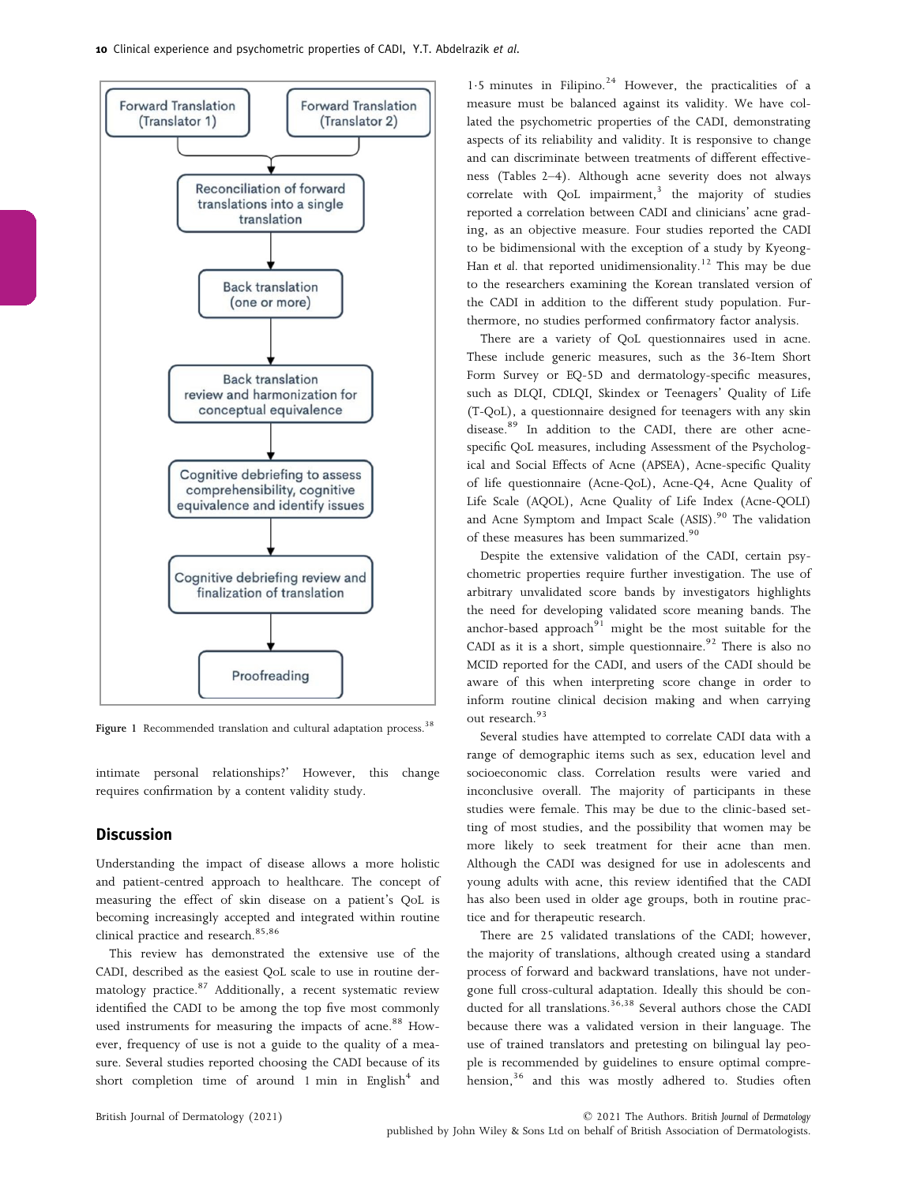Forward Translation (Translator 1)

Forward Translation (Translator 2)

Reconciliation of forward translations into a single translation

Back translation (one or more)

Back translation review and harmonization for conceptual equivalence

Cognitive debriefing to assess comprehensibility, cognitive equivalence and identify issues

Cognitive debriefing review and finalization of translation

Proofreading

Figure 1 Recommended translation and cultural adaptation process.[38]

intimate personal relationships?' However, this change requires confirmation by a content validity study.

## Discussion

Understanding the impact of disease allows a more holistic and patient-centred approach to healthcare. The concept of measuring the effect of skin disease on a patient's QoL is becoming increasingly accepted and integrated within routine clinical practice and research.[85,86]

This review has demonstrated the extensive use of the CADI, described as the easiest QoL scale to use in routine dermatology practice.[87] Additionally, a recent systematic review identified the CADI to be among the top five most commonly used instruments for measuring the impacts of acne.[88] However, frequency of use is not a guide to the quality of a measure. Several studies reported choosing the CADI because of its short completion time of around 1 min in English[4] and 1·5 minutes in Filipino.[24] However, the practicalities of a measure must be balanced against its validity. We have collated the psychometric properties of the CADI, demonstrating aspects of its reliability and validity. It is responsive to change and can discriminate between treatments of different effectiveness (Tables 2–4). Although acne severity does not always correlate with QoL impairment,[3] the majority of studies reported a correlation between CADI and clinicians' acne grading, as an objective measure. Four studies reported the CADI to be bidimensional with the exception of a study by Kyeong-Han *et al.* that reported unidimensionality.[12] This may be due to the researchers examining the Korean translated version of the CADI in addition to the different study population. Furthermore, no studies performed confirmatory factor analysis.

There are a variety of QoL questionnaires used in acne. These include generic measures, such as the 36-Item Short Form Survey or EQ-5D and dermatology-specific measures, such as DLQI, CDLQI, Skindex or Teenagers' Quality of Life (T-QoL), a questionnaire designed for teenagers with any skin disease.[89] In addition to the CADI, there are other acne-specific QoL measures, including Assessment of the Psychological and Social Effects of Acne (APSEA), Acne-specific Quality of life questionnaire (Acne-QoL), Acne-Q4, Acne Quality of Life Scale (AQOL), Acne Quality of Life Index (Acne-QOLI) and Acne Symptom and Impact Scale (ASIS).[90] The validation of these measures has been summarized.[90]

Despite the extensive validation of the CADI, certain psychometric properties require further investigation. The use of arbitrary unvalidated score bands by investigators highlights the need for developing validated score meaning bands. The anchor-based approach[91] might be the most suitable for the CADI as it is a short, simple questionnaire.[92] There is also no MCID reported for the CADI, and users of the CADI should be aware of this when interpreting score change in order to inform routine clinical decision making and when carrying out research.[93]

Several studies have attempted to correlate CADI data with a range of demographic items such as sex, education level and socioeconomic class. Correlation results were varied and inconclusive overall. The majority of participants in these studies were female. This may be due to the clinic-based setting of most studies, and the possibility that women may be more likely to seek treatment for their acne than men. Although the CADI was designed for use in adolescents and young adults with acne, this review identified that the CADI has also been used in older age groups, both in routine practice and for therapeutic research.

There are 25 validated translations of the CADI; however, the majority of translations, although created using a standard process of forward and backward translations, have not undergone full cross-cultural adaptation. Ideally this should be conducted for all translations.[36,38] Several authors chose the CADI because there was a validated version in their language. The use of trained translators and pretesting on bilingual lay people is recommended by guidelines to ensure optimal comprehension,[36] and this was mostly adhered to. Studies often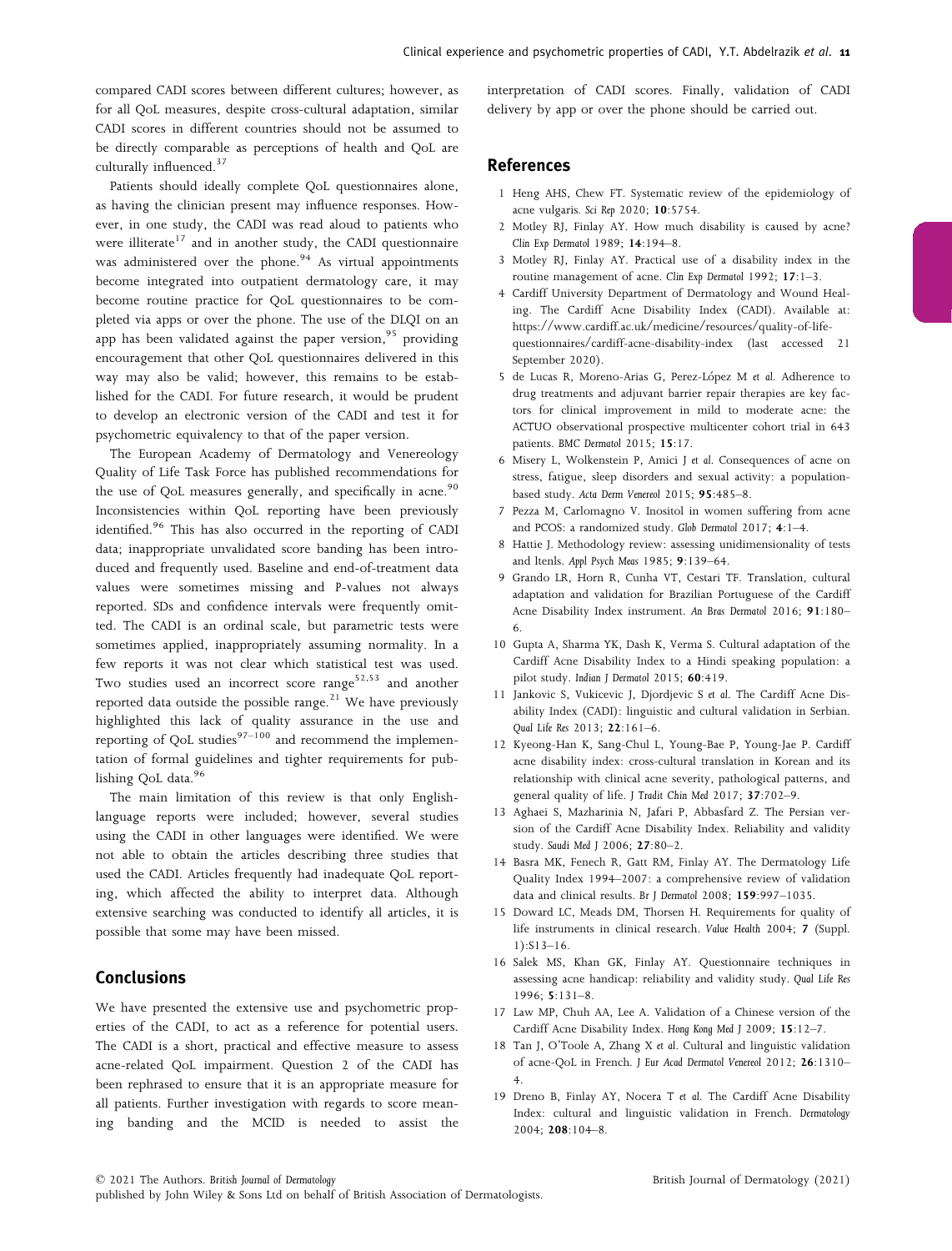compared CADI scores between different cultures; however, as for all QoL measures, despite cross-cultural adaptation, similar CADI scores in different countries should not be assumed to be directly comparable as perceptions of health and QoL are culturally influenced.[37]

Patients should ideally complete QoL questionnaires alone, as having the clinician present may influence responses. However, in one study, the CADI was read aloud to patients who were illiterate[17] and in another study, the CADI questionnaire was administered over the phone.[94] As virtual appointments become integrated into outpatient dermatology care, it may become routine practice for QoL questionnaires to be completed via apps or over the phone. The use of the DLQI on an app has been validated against the paper version,[95] providing encouragement that other QoL questionnaires delivered in this way may also be valid; however, this remains to be established for the CADI. For future research, it would be prudent to develop an electronic version of the CADI and test it for psychometric equivalency to that of the paper version.

The European Academy of Dermatology and Venereology Quality of Life Task Force has published recommendations for the use of QoL measures generally, and specifically in acne.[90] Inconsistencies within QoL reporting have been previously identified.[96] This has also occurred in the reporting of CADI data; inappropriate unvalidated score banding has been introduced and frequently used. Baseline and end-of-treatment data values were sometimes missing and P-values not always reported. SDs and confidence intervals were frequently omitted. The CADI is an ordinal scale, but parametric tests were sometimes applied, inappropriately assuming normality. In a few reports it was not clear which statistical test was used. Two studies used an incorrect score range[52,53] and another reported data outside the possible range.[21] We have previously highlighted this lack of quality assurance in the use and reporting of QoL studies[97–100] and recommend the implementation of formal guidelines and tighter requirements for publishing QoL data.[96]

The main limitation of this review is that only English-language reports were included; however, several studies using the CADI in other languages were identified. We were not able to obtain the articles describing three studies that used the CADI. Articles frequently had inadequate QoL reporting, which affected the ability to interpret data. Although extensive searching was conducted to identify all articles, it is possible that some may have been missed.

## Conclusions

We have presented the extensive use and psychometric properties of the CADI, to act as a reference for potential users. The CADI is a short, practical and effective measure to assess acne-related QoL impairment. Question 2 of the CADI has been rephrased to ensure that it is an appropriate measure for all patients. Further investigation with regards to score meaning banding and the MCID is needed to assist the interpretation of CADI scores. Finally, validation of CADI delivery by app or over the phone should be carried out.

## References

1 Heng AHS, Chew FT. Systematic review of the epidemiology of acne vulgaris. *Sci Rep* 2020; **10**:5754.

2 Motley RJ, Finlay AY. How much disability is caused by acne? *Clin Exp Dermatol* 1989; **14**:194–8.

3 Motley RJ, Finlay AY. Practical use of a disability index in the routine management of acne. *Clin Exp Dermatol* 1992; **17**:1–3.

4 Cardiff University Department of Dermatology and Wound Healing. The Cardiff Acne Disability Index (CADI). Available at: https://www.cardiff.ac.uk/medicine/resources/quality-of-life-questionnaires/cardiff-acne-disability-index (last accessed 21 September 2020).

5 de Lucas R, Moreno-Arias G, Perez-López M *et al.* Adherence to drug treatments and adjuvant barrier repair therapies are key factors for clinical improvement in mild to moderate acne: the ACTUO observational prospective multicenter cohort trial in 643 patients. *BMC Dermatol* 2015; **15**:17.

6 Misery L, Wolkenstein P, Amici J *et al.* Consequences of acne on stress, fatigue, sleep disorders and sexual activity: a population-based study. *Acta Derm Venereol* 2015; **95**:485–8.

7 Pezza M, Carlomagno V. Inositol in women suffering from acne and PCOS: a randomized study. *Glob Dermatol* 2017; **4**:1–4.

8 Hattie J. Methodology review: assessing unidimensionality of tests and ltenls. *Appl Psych Meas* 1985; **9**:139–64.

9 Grando LR, Horn R, Cunha VT, Cestari TF. Translation, cultural adaptation and validation for Brazilian Portuguese of the Cardiff Acne Disability Index instrument. *An Bras Dermatol* 2016; **91**:180–6.

10 Gupta A, Sharma YK, Dash K, Verma S. Cultural adaptation of the Cardiff Acne Disability Index to a Hindi speaking population: a pilot study. *Indian J Dermatol* 2015; **60**:419.

11 Jankovic S, Vukicevic J, Djordjevic S *et al.* The Cardiff Acne Disability Index (CADI): linguistic and cultural validation in Serbian. *Qual Life Res* 2013; **22**:161–6.

12 Kyeong-Han K, Sang-Chul L, Young-Bae P, Young-Jae P. Cardiff acne disability index: cross-cultural translation in Korean and its relationship with clinical acne severity, pathological patterns, and general quality of life. *J Tradit Chin Med* 2017; **37**:702–9.

13 Aghaei S, Mazharinia N, Jafari P, Abbasfard Z. The Persian version of the Cardiff Acne Disability Index. Reliability and validity study. *Saudi Med J* 2006; **27**:80–2.

14 Basra MK, Fenech R, Gatt RM, Finlay AY. The Dermatology Life Quality Index 1994–2007: a comprehensive review of validation data and clinical results. *Br J Dermatol* 2008; **159**:997–1035.

15 Doward LC, Meads DM, Thorsen H. Requirements for quality of life instruments in clinical research. *Value Health* 2004; **7** (Suppl. 1):S13–16.

16 Salek MS, Khan GK, Finlay AY. Questionnaire techniques in assessing acne handicap: reliability and validity study. *Qual Life Res* 1996; **5**:131–8.

17 Law MP, Chuh AA, Lee A. Validation of a Chinese version of the Cardiff Acne Disability Index. *Hong Kong Med J* 2009; **15**:12–7.

18 Tan J, O'Toole A, Zhang X *et al.* Cultural and linguistic validation of acne-QoL in French. *J Eur Acad Dermatol Venereol* 2012; **26**:1310–4.

19 Dreno B, Finlay AY, Nocera T *et al.* The Cardiff Acne Disability Index: cultural and linguistic validation in French. *Dermatology* 2004; **208**:104–8.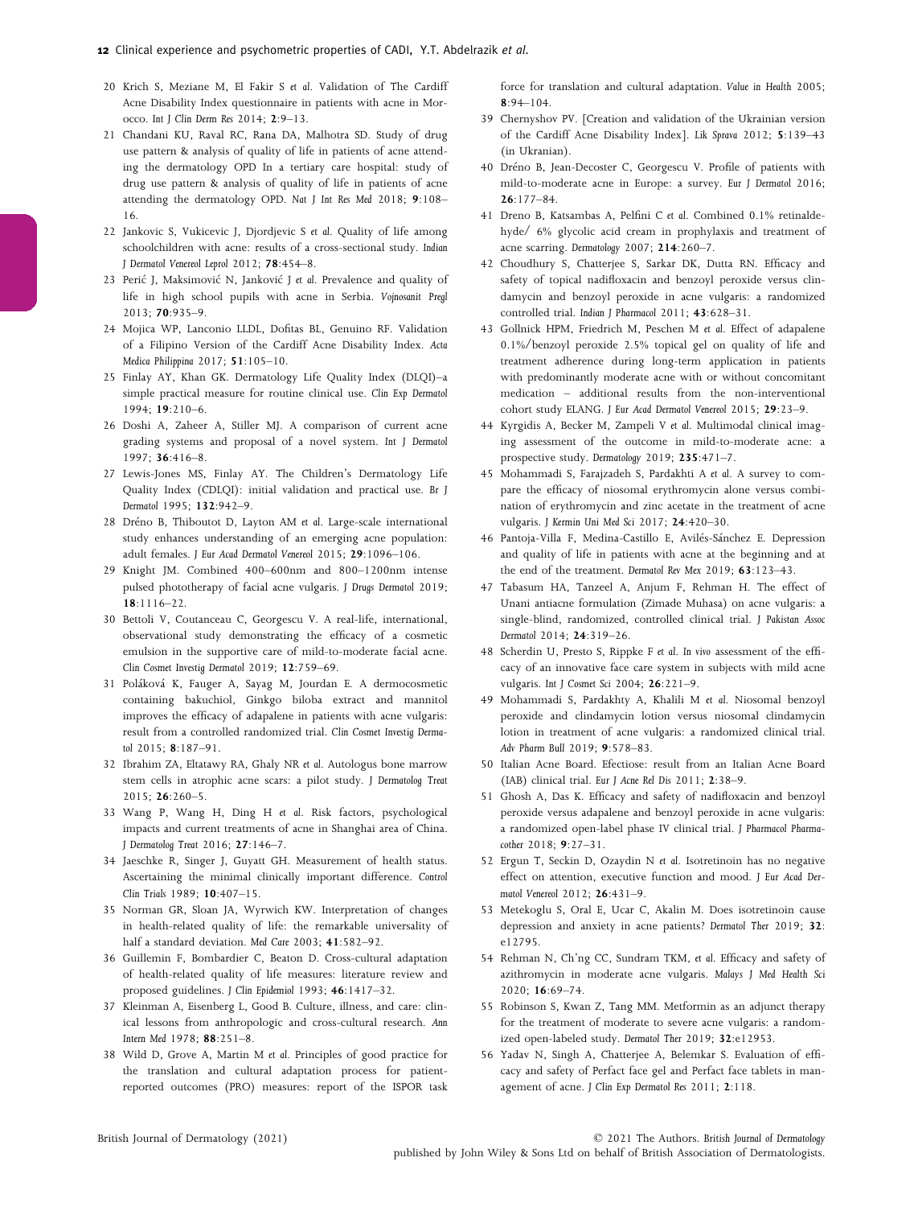20 Krich S, Meziane M, El Fakir S *et al*. Validation of The Cardiff Acne Disability Index questionnaire in patients with acne in Morocco. *Int J Clin Derm Res* 2014; **2**:9–13.

21 Chandani KU, Raval RC, Rana DA, Malhotra SD. Study of drug use pattern & analysis of quality of life in patients of acne attending the dermatology OPD In a tertiary care hospital: study of drug use pattern & analysis of quality of life in patients of acne attending the dermatology OPD. *Nat J Int Res Med* 2018; **9**:108–16.

22 Jankovic S, Vukicevic J, Djordjevic S *et al*. Quality of life among schoolchildren with acne: results of a cross-sectional study. *Indian J Dermatol Venereol Leprol* 2012; **78**:454–8.

23 Perić J, Maksimović N, Janković J *et al*. Prevalence and quality of life in high school pupils with acne in Serbia. *Vojnosanit Pregl* 2013; **70**:935–9.

24 Mojica WP, Lanconio LLDL, Dofitas BL, Genuino RF. Validation of a Filipino Version of the Cardiff Acne Disability Index. *Acta Medica Philippina* 2017; **51**:105–10.

25 Finlay AY, Khan GK. Dermatology Life Quality Index (DLQI)–a simple practical measure for routine clinical use. *Clin Exp Dermatol* 1994; **19**:210–6.

26 Doshi A, Zaheer A, Stiller MJ. A comparison of current acne grading systems and proposal of a novel system. *Int J Dermatol* 1997; **36**:416–8.

27 Lewis-Jones MS, Finlay AY. The Children's Dermatology Life Quality Index (CDLQI): initial validation and practical use. *Br J Dermatol* 1995; **132**:942–9.

28 Dréno B, Thiboutot D, Layton AM *et al*. Large-scale international study enhances understanding of an emerging acne population: adult females. *J Eur Acad Dermatol Venereol* 2015; **29**:1096–106.

29 Knight JM. Combined 400–600nm and 800–1200nm intense pulsed phototherapy of facial acne vulgaris. *J Drugs Dermatol* 2019; **18**:1116–22.

30 Bettoli V, Coutanceau C, Georgescu V. A real-life, international, observational study demonstrating the efficacy of a cosmetic emulsion in the supportive care of mild-to-moderate facial acne. *Clin Cosmet Investig Dermatol* 2019; **12**:759–69.

31 Poláková K, Fauger A, Sayag M, Jourdan E. A dermocosmetic containing bakuchiol, Ginkgo biloba extract and mannitol improves the efficacy of adapalene in patients with acne vulgaris: result from a controlled randomized trial. *Clin Cosmet Investig Dermatol* 2015; **8**:187–91.

32 Ibrahim ZA, Eltatawy RA, Ghaly NR *et al*. Autologus bone marrow stem cells in atrophic acne scars: a pilot study. *J Dermatolog Treat* 2015; **26**:260–5.

33 Wang P, Wang H, Ding H *et al*. Risk factors, psychological impacts and current treatments of acne in Shanghai area of China. *J Dermatolog Treat* 2016; **27**:146–7.

34 Jaeschke R, Singer J, Guyatt GH. Measurement of health status. Ascertaining the minimal clinically important difference. *Control Clin Trials* 1989; **10**:407–15.

35 Norman GR, Sloan JA, Wyrwich KW. Interpretation of changes in health-related quality of life: the remarkable universality of half a standard deviation. *Med Care* 2003; **41**:582–92.

36 Guillemin F, Bombardier C, Beaton D. Cross-cultural adaptation of health-related quality of life measures: literature review and proposed guidelines. *J Clin Epidemiol* 1993; **46**:1417–32.

37 Kleinman A, Eisenberg L, Good B. Culture, illness, and care: clinical lessons from anthropologic and cross-cultural research. *Ann Intern Med* 1978; **88**:251–8.

38 Wild D, Grove A, Martin M *et al*. Principles of good practice for the translation and cultural adaptation process for patient-reported outcomes (PRO) measures: report of the ISPOR task force for translation and cultural adaptation. *Value in Health* 2005; **8**:94–104.

39 Chernyshov PV. [Creation and validation of the Ukrainian version of the Cardiff Acne Disability Index]. *Lik Sprava* 2012; **5**:139–43 (in Ukranian).

40 Dréno B, Jean-Decoster C, Georgescu V. Profile of patients with mild-to-moderate acne in Europe: a survey. *Eur J Dermatol* 2016; **26**:177–84.

41 Dreno B, Katsambas A, Pelfini C *et al*. Combined 0.1% retinaldehyde/ 6% glycolic acid cream in prophylaxis and treatment of acne scarring. *Dermatology* 2007; **214**:260–7.

42 Choudhury S, Chatterjee S, Sarkar DK, Dutta RN. Efficacy and safety of topical nadifloxacin and benzoyl peroxide versus clindamycin and benzoyl peroxide in acne vulgaris: a randomized controlled trial. *Indian J Pharmacol* 2011; **43**:628–31.

43 Gollnick HPM, Friedrich M, Peschen M *et al*. Effect of adapalene 0.1%/benzoyl peroxide 2.5% topical gel on quality of life and treatment adherence during long-term application in patients with predominantly moderate acne with or without concomitant medication – additional results from the non-interventional cohort study ELANG. *J Eur Acad Dermatol Venereol* 2015; **29**:23–9.

44 Kyrgidis A, Becker M, Zampeli V *et al*. Multimodal clinical imaging assessment of the outcome in mild-to-moderate acne: a prospective study. *Dermatology* 2019; **235**:471–7.

45 Mohammadi S, Farajzadeh S, Pardakhti A *et al*. A survey to compare the efficacy of niosomal erythromycin alone versus combination of erythromycin and zinc acetate in the treatment of acne vulgaris. *J Kermin Uni Med Sci* 2017; **24**:420–30.

46 Pantoja-Villa F, Medina-Castillo E, Avilés-Sánchez E. Depression and quality of life in patients with acne at the beginning and at the end of the treatment. *Dermatol Rev Mex* 2019; **63**:123–43.

47 Tabasum HA, Tanzeel A, Anjum F, Rehman H. The effect of Unani antiacne formulation (Zimade Muhasa) on acne vulgaris: a single-blind, randomized, controlled clinical trial. *J Pakistan Assoc Dermatol* 2014; **24**:319–26.

48 Scherdin U, Presto S, Rippke F *et al*. *In vivo* assessment of the efficacy of an innovative face care system in subjects with mild acne vulgaris. *Int J Cosmet Sci* 2004; **26**:221–9.

49 Mohammadi S, Pardakhty A, Khalili M *et al*. Niosomal benzoyl peroxide and clindamycin lotion versus niosomal clindamycin lotion in treatment of acne vulgaris: a randomized clinical trial. *Adv Pharm Bull* 2019; **9**:578–83.

50 Italian Acne Board. Efectiose: result from an Italian Acne Board (IAB) clinical trial. *Eur J Acne Rel Dis* 2011; **2**:38–9.

51 Ghosh A, Das K. Efficacy and safety of nadifloxacin and benzoyl peroxide versus adapalene and benzoyl peroxide in acne vulgaris: a randomized open-label phase IV clinical trial. *J Pharmacol Pharmacother* 2018; **9**:27–31.

52 Ergun T, Seckin D, Ozaydin N *et al*. Isotretinoin has no negative effect on attention, executive function and mood. *J Eur Acad Dermatol Venereol* 2012; **26**:431–9.

53 Metekoglu S, Oral E, Ucar C, Akalin M. Does isotretinoin cause depression and anxiety in acne patients? *Dermatol Ther* 2019; **32**: e12795.

54 Rehman N, Ch'ng CC, Sundram TKM, *et al*. Efficacy and safety of azithromycin in moderate acne vulgaris. *Malays J Med Health Sci* 2020; **16**:69–74.

55 Robinson S, Kwan Z, Tang MM. Metformin as an adjunct therapy for the treatment of moderate to severe acne vulgaris: a randomized open-labeled study. *Dermatol Ther* 2019; **32**:e12953.

56 Yadav N, Singh A, Chatterjee A, Belemkar S. Evaluation of efficacy and safety of Perfact face gel and Perfact face tablets in management of acne. *J Clin Exp Dermatol Res* 2011; **2**:118.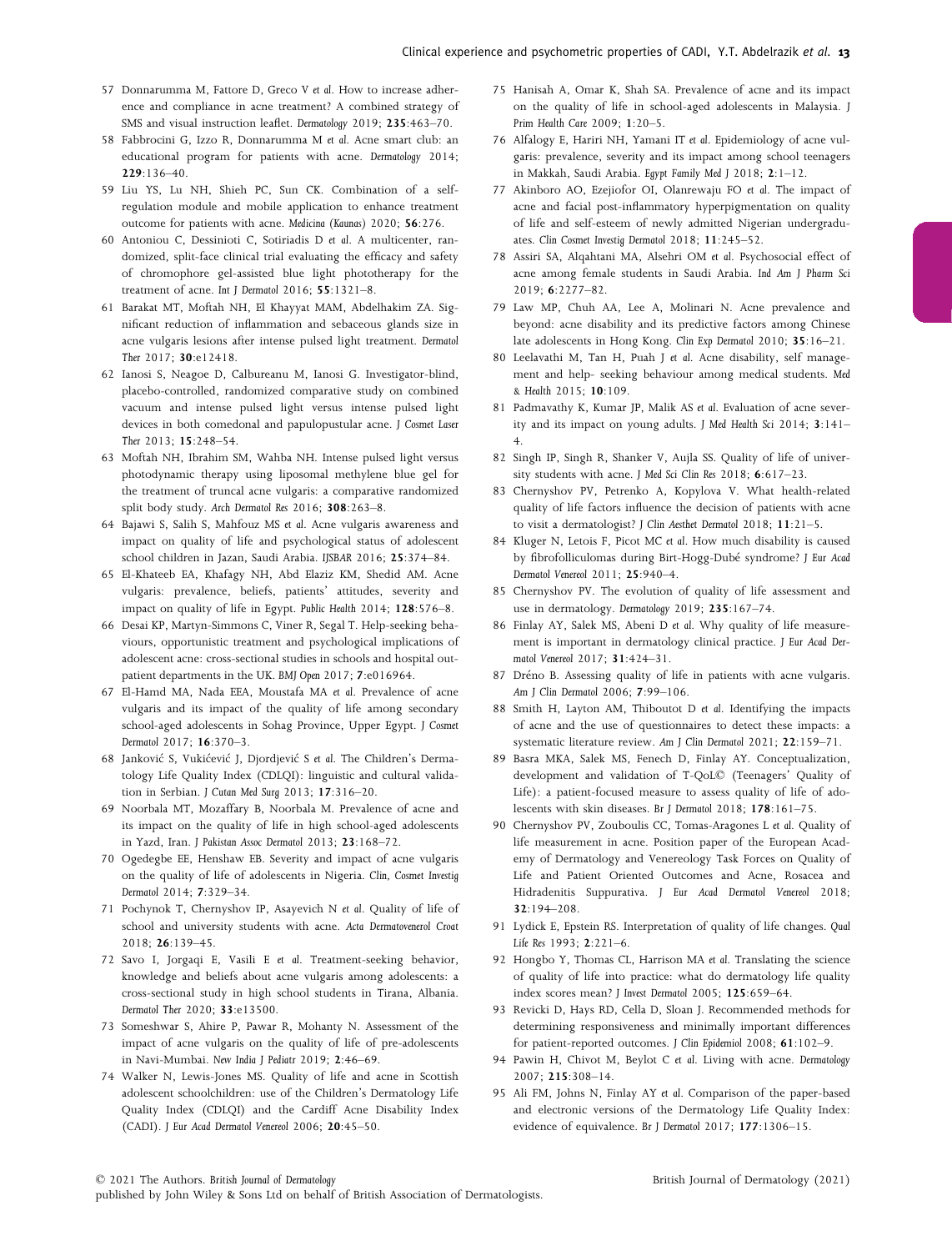57 Donnarumma M, Fattore D, Greco V *et al.* How to increase adherence and compliance in acne treatment? A combined strategy of SMS and visual instruction leaflet. *Dermatology* 2019; **235**:463–70.

58 Fabbrocini G, Izzo R, Donnarumma M *et al.* Acne smart club: an educational program for patients with acne. *Dermatology* 2014; **229**:136–40.

59 Liu YS, Lu NH, Shieh PC, Sun CK. Combination of a self-regulation module and mobile application to enhance treatment outcome for patients with acne. *Medicina (Kaunas)* 2020; **56**:276.

60 Antoniou C, Dessinioti C, Sotiriadis D *et al.* A multicenter, randomized, split-face clinical trial evaluating the efficacy and safety of chromophore gel-assisted blue light phototherapy for the treatment of acne. *Int J Dermatol* 2016; **55**:1321–8.

61 Barakat MT, Moftah NH, El Khayyat MAM, Abdelhakim ZA. Significant reduction of inflammation and sebaceous glands size in acne vulgaris lesions after intense pulsed light treatment. *Dermatol Ther* 2017; **30**:e12418.

62 Ianosi S, Neagoe D, Calbureanu M, Ianosi G. Investigator-blind, placebo-controlled, randomized comparative study on combined vacuum and intense pulsed light versus intense pulsed light devices in both comedonal and papulopustular acne. *J Cosmet Laser Ther* 2013; **15**:248–54.

63 Moftah NH, Ibrahim SM, Wahba NH. Intense pulsed light versus photodynamic therapy using liposomal methylene blue gel for the treatment of truncal acne vulgaris: a comparative randomized split body study. *Arch Dermatol Res* 2016; **308**:263–8.

64 Bajawi S, Salih S, Mahfouz MS *et al.* Acne vulgaris awareness and impact on quality of life and psychological status of adolescent school children in Jazan, Saudi Arabia. *IJSBAR* 2016; **25**:374–84.

65 El-Khateeb EA, Khafagy NH, Abd Elaziz KM, Shedid AM. Acne vulgaris: prevalence, beliefs, patients' attitudes, severity and impact on quality of life in Egypt. *Public Health* 2014; **128**:576–8.

66 Desai KP, Martyn-Simmons C, Viner R, Segal T. Help-seeking behaviours, opportunistic treatment and psychological implications of adolescent acne: cross-sectional studies in schools and hospital outpatient departments in the UK. *BMJ Open* 2017; **7**:e016964.

67 El-Hamd MA, Nada EEA, Moustafa MA *et al.* Prevalence of acne vulgaris and its impact of the quality of life among secondary school-aged adolescents in Sohag Province, Upper Egypt. *J Cosmet Dermatol* 2017; **16**:370–3.

68 Janković S, Vukićević J, Djordjević S *et al.* The Children's Dermatology Life Quality Index (CDLQI): linguistic and cultural validation in Serbian. *J Cutan Med Surg* 2013; **17**:316–20.

69 Noorbala MT, Mozaffary B, Noorbala M. Prevalence of acne and its impact on the quality of life in high school-aged adolescents in Yazd, Iran. *J Pakistan Assoc Dermatol* 2013; **23**:168–72.

70 Ogedegbe EE, Henshaw EB. Severity and impact of acne vulgaris on the quality of life of adolescents in Nigeria. *Clin, Cosmet Investig Dermatol* 2014; **7**:329–34.

71 Pochynok T, Chernyshov IP, Asayevich N *et al.* Quality of life of school and university students with acne. *Acta Dermatovenerol Croat* 2018; **26**:139–45.

72 Savo I, Jorgaqi E, Vasili E *et al.* Treatment-seeking behavior, knowledge and beliefs about acne vulgaris among adolescents: a cross-sectional study in high school students in Tirana, Albania. *Dermatol Ther* 2020; **33**:e13500.

73 Someshwar S, Ahire P, Pawar R, Mohanty N. Assessment of the impact of acne vulgaris on the quality of life of pre-adolescents in Navi-Mumbai. *New India J Pediatr* 2019; **2**:46–69.

74 Walker N, Lewis-Jones MS. Quality of life and acne in Scottish adolescent schoolchildren: use of the Children's Dermatology Life Quality Index (CDLQI) and the Cardiff Acne Disability Index (CADI). *J Eur Acad Dermatol Venereol* 2006; **20**:45–50.

75 Hanisah A, Omar K, Shah SA. Prevalence of acne and its impact on the quality of life in school-aged adolescents in Malaysia. *J Prim Health Care* 2009; **1**:20–5.

76 Alfalogy E, Hariri NH, Yamani IT *et al.* Epidemiology of acne vulgaris: prevalence, severity and its impact among school teenagers in Makkah, Saudi Arabia. *Egypt Family Med J* 2018; **2**:1–12.

77 Akinboro AO, Ezejiofor OI, Olanrewaju FO *et al.* The impact of acne and facial post-inflammatory hyperpigmentation on quality of life and self-esteem of newly admitted Nigerian undergraduates. *Clin Cosmet Investig Dermatol* 2018; **11**:245–52.

78 Assiri SA, Alqahtani MA, Alsehri OM *et al.* Psychosocial effect of acne among female students in Saudi Arabia. *Ind Am J Pharm Sci* 2019; **6**:2277–82.

79 Law MP, Chuh AA, Lee A, Molinari N. Acne prevalence and beyond: acne disability and its predictive factors among Chinese late adolescents in Hong Kong. *Clin Exp Dermatol* 2010; **35**:16–21.

80 Leelavathi M, Tan H, Puah J *et al.* Acne disability, self management and help- seeking behaviour among medical students. *Med & Health* 2015; **10**:109.

81 Padmavathy K, Kumar JP, Malik AS *et al.* Evaluation of acne severity and its impact on young adults. *J Med Health Sci* 2014; **3**:141–4.

82 Singh IP, Singh R, Shanker V, Aujla SS. Quality of life of university students with acne. *J Med Sci Clin Res* 2018; **6**:617–23.

83 Chernyshov PV, Petrenko A, Kopylova V. What health-related quality of life factors influence the decision of patients with acne to visit a dermatologist? *J Clin Aesthet Dermatol* 2018; **11**:21–5.

84 Kluger N, Letois F, Picot MC *et al.* How much disability is caused by fibrofolliculomas during Birt-Hogg-Dubé syndrome? *J Eur Acad Dermatol Venereol* 2011; **25**:940–4.

85 Chernyshov PV. The evolution of quality of life assessment and use in dermatology. *Dermatology* 2019; **235**:167–74.

86 Finlay AY, Salek MS, Abeni D *et al.* Why quality of life measurement is important in dermatology clinical practice. *J Eur Acad Dermatol Venereol* 2017; **31**:424–31.

87 Dréno B. Assessing quality of life in patients with acne vulgaris. *Am J Clin Dermatol* 2006; **7**:99–106.

88 Smith H, Layton AM, Thiboutot D *et al.* Identifying the impacts of acne and the use of questionnaires to detect these impacts: a systematic literature review. *Am J Clin Dermatol* 2021; **22**:159–71.

89 Basra MKA, Salek MS, Fenech D, Finlay AY. Conceptualization, development and validation of T-QoL© (Teenagers' Quality of Life): a patient-focused measure to assess quality of life of adolescents with skin diseases. *Br J Dermatol* 2018; **178**:161–75.

90 Chernyshov PV, Zouboulis CC, Tomas-Aragones L *et al.* Quality of life measurement in acne. Position paper of the European Academy of Dermatology and Venereology Task Forces on Quality of Life and Patient Oriented Outcomes and Acne, Rosacea and Hidradenitis Suppurativa. *J Eur Acad Dermatol Venereol* 2018; **32**:194–208.

91 Lydick E, Epstein RS. Interpretation of quality of life changes. *Qual Life Res* 1993; **2**:221–6.

92 Hongbo Y, Thomas CL, Harrison MA *et al.* Translating the science of quality of life into practice: what do dermatology life quality index scores mean? *J Invest Dermatol* 2005; **125**:659–64.

93 Revicki D, Hays RD, Cella D, Sloan J. Recommended methods for determining responsiveness and minimally important differences for patient-reported outcomes. *J Clin Epidemiol* 2008; **61**:102–9.

94 Pawin H, Chivot M, Beylot C *et al.* Living with acne. *Dermatology* 2007; **215**:308–14.

95 Ali FM, Johns N, Finlay AY *et al.* Comparison of the paper-based and electronic versions of the Dermatology Life Quality Index: evidence of equivalence. *Br J Dermatol* 2017; **177**:1306–15.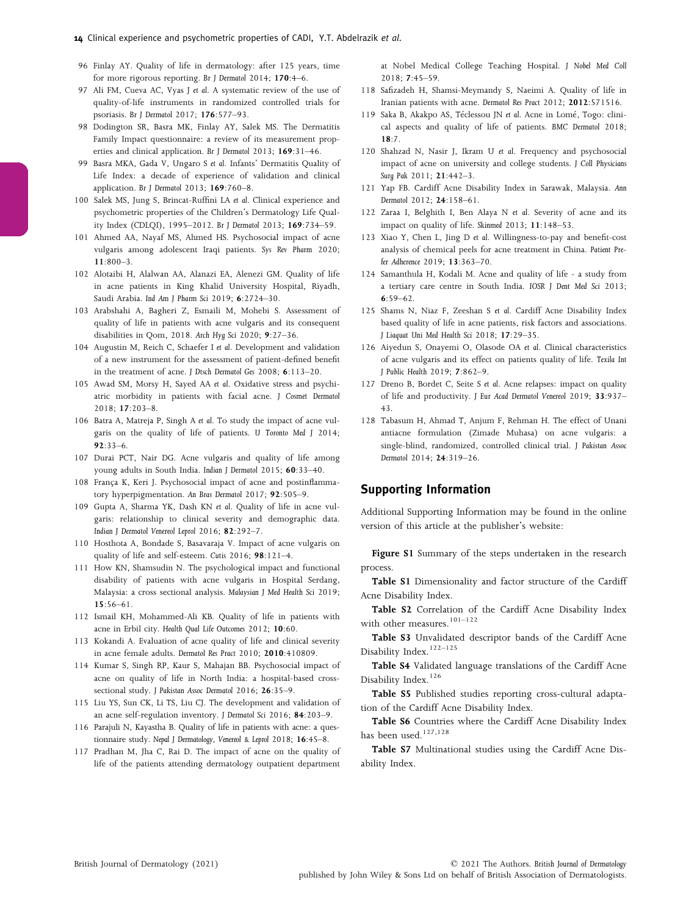96 Finlay AY. Quality of life in dermatology: after 125 years, time for more rigorous reporting. *Br J Dermatol* 2014; **170**:4–6.

97 Ali FM, Cueva AC, Vyas J *et al.* A systematic review of the use of quality-of-life instruments in randomized controlled trials for psoriasis. *Br J Dermatol* 2017; **176**:577–93.

98 Dodington SR, Basra MK, Finlay AY, Salek MS. The Dermatitis Family Impact questionnaire: a review of its measurement properties and clinical application. *Br J Dermatol* 2013; **169**:31–46.

99 Basra MKA, Gada V, Ungaro S *et al.* Infants' Dermatitis Quality of Life Index: a decade of experience of validation and clinical application. *Br J Dermatol* 2013; **169**:760–8.

100 Salek MS, Jung S, Brincat-Ruffini LA *et al.* Clinical experience and psychometric properties of the Children's Dermatology Life Quality Index (CDLQI), 1995–2012. *Br J Dermatol* 2013; **169**:734–59.

101 Ahmed AA, Nayaf MS, Ahmed HS. Psychosocial impact of acne vulgaris among adolescent Iraqi patients. *Sys Rev Pharm* 2020; **11**:800–3.

102 Alotaibi H, Alalwan AA, Alanazi EA, Alenezi GM. Quality of life in acne patients in King Khalid University Hospital, Riyadh, Saudi Arabia. *Ind Am J Pharm Sci* 2019; **6**:2724–30.

103 Arabshahi A, Bagheri Z, Esmaili M, Mohebi S. Assessment of quality of life in patients with acne vulgaris and its consequent disabilities in Qom, 2018. *Arch Hyg Sci* 2020; **9**:27–36.

104 Augustin M, Reich C, Schaefer I *et al.* Development and validation of a new instrument for the assessment of patient-defined benefit in the treatment of acne. *J Dtsch Dermatol Ges* 2008; **6**:113–20.

105 Awad SM, Morsy H, Sayed AA *et al.* Oxidative stress and psychiatric morbidity in patients with facial acne. *J Cosmet Dermatol* 2018; **17**:203–8.

106 Batra A, Matreja P, Singh A *et al.* To study the impact of acne vulgaris on the quality of life of patients. *U Toronto Med J* 2014; **92**:33–6.

107 Durai PCT, Nair DG. Acne vulgaris and quality of life among young adults in South India. *Indian J Dermatol* 2015; **60**:33–40.

108 França K, Keri J. Psychosocial impact of acne and postinflammatory hyperpigmentation. *An Bras Dermatol* 2017; **92**:505–9.

109 Gupta A, Sharma YK, Dash KN *et al.* Quality of life in acne vulgaris: relationship to clinical severity and demographic data. *Indian J Dermatol Venereol Leprol* 2016; **82**:292–7.

110 Hosthota A, Bondade S, Basavaraja V. Impact of acne vulgaris on quality of life and self-esteem. *Cutis* 2016; **98**:121–4.

111 How KN, Shamsudin N. The psychological impact and functional disability of patients with acne vulgaris in Hospital Serdang, Malaysia: a cross sectional analysis. *Malaysian J Med Health Sci* 2019; **15**:56–61.

112 Ismail KH, Mohammed-Ali KB. Quality of life in patients with acne in Erbil city. *Health Qual Life Outcomes* 2012; **10**:60.

113 Kokandi A. Evaluation of acne quality of life and clinical severity in acne female adults. *Dermatol Res Pract* 2010; **2010**:410809.

114 Kumar S, Singh RP, Kaur S, Mahajan BB. Psychosocial impact of acne on quality of life in North India: a hospital-based cross-sectional study. *J Pakistan Assoc Dermatol* 2016; **26**:35–9.

115 Liu YS, Sun CK, Li TS, Liu CJ. The development and validation of an acne self-regulation inventory. *J Dermatol Sci* 2016; **84**:203–9.

116 Parajuli N, Kayastha B. Quality of life in patients with acne: a questionnaire study. *Nepal J Dermatology, Venereol & Leprol* 2018; **16**:45–8.

117 Pradhan M, Jha C, Rai D. The impact of acne on the quality of life of the patients attending dermatology outpatient department at Nobel Medical College Teaching Hospital. *J Nobel Med Coll* 2018; **7**:45–59.

118 Safizadeh H, Shamsi-Meymandy S, Naeimi A. Quality of life in Iranian patients with acne. *Dermatol Res Pract* 2012; **2012**:571516.

119 Saka B, Akakpo AS, Téclessou JN *et al.* Acne in Lomé, Togo: clinical aspects and quality of life of patients. *BMC Dermatol* 2018; **18**:7.

120 Shahzad N, Nasir J, Ikram U *et al.* Frequency and psychosocial impact of acne on university and college students. *J Coll Physicians Surg Pak* 2011; **21**:442–3.

121 Yap FB. Cardiff Acne Disability Index in Sarawak, Malaysia. *Ann Dermatol* 2012; **24**:158–61.

122 Zaraa I, Belghith I, Ben Alaya N *et al.* Severity of acne and its impact on quality of life. *Skinmed* 2013; **11**:148–53.

123 Xiao Y, Chen L, Jing D *et al.* Willingness-to-pay and benefit-cost analysis of chemical peels for acne treatment in China. *Patient Prefer Adherence* 2019; **13**:363–70.

124 Samanthula H, Kodali M. Acne and quality of life - a study from a tertiary care centre in South India. *IOSR J Dent Med Sci* 2013; **6**:59–62.

125 Shams N, Niaz F, Zeeshan S *et al.* Cardiff Acne Disability Index based quality of life in acne patients, risk factors and associations. *J Liaquat Uni Med Health Sci* 2018; **17**:29–35.

126 Aiyedun S, Onayemi O, Olasode OA *et al.* Clinical characteristics of acne vulgaris and its effect on patients quality of life. *Texila Int J Public Health* 2019; **7**:862–9.

127 Dreno B, Bordet C, Seite S *et al.* Acne relapses: impact on quality of life and productivity. *J Eur Acad Dermatol Venereol* 2019; **33**:937–43.

128 Tabasum H, Ahmad T, Anjum F, Rehman H. The effect of Unani antiacne formulation (Zimade Muhasa) on acne vulgaris: a single-blind, randomized, controlled clinical trial. *J Pakistan Assoc Dermatol* 2014; **24**:319–26.

## Supporting Information

Additional Supporting Information may be found in the online version of this article at the publisher's website:

**Figure S1** Summary of the steps undertaken in the research process.

**Table S1** Dimensionality and factor structure of the Cardiff Acne Disability Index.

**Table S2** Correlation of the Cardiff Acne Disability Index with other measures.[101–122]

**Table S3** Unvalidated descriptor bands of the Cardiff Acne Disability Index.[122–125]

**Table S4** Validated language translations of the Cardiff Acne Disability Index.[126]

**Table S5** Published studies reporting cross-cultural adaptation of the Cardiff Acne Disability Index.

**Table S6** Countries where the Cardiff Acne Disability Index has been used.[127,128]

**Table S7** Multinational studies using the Cardiff Acne Disability Index.